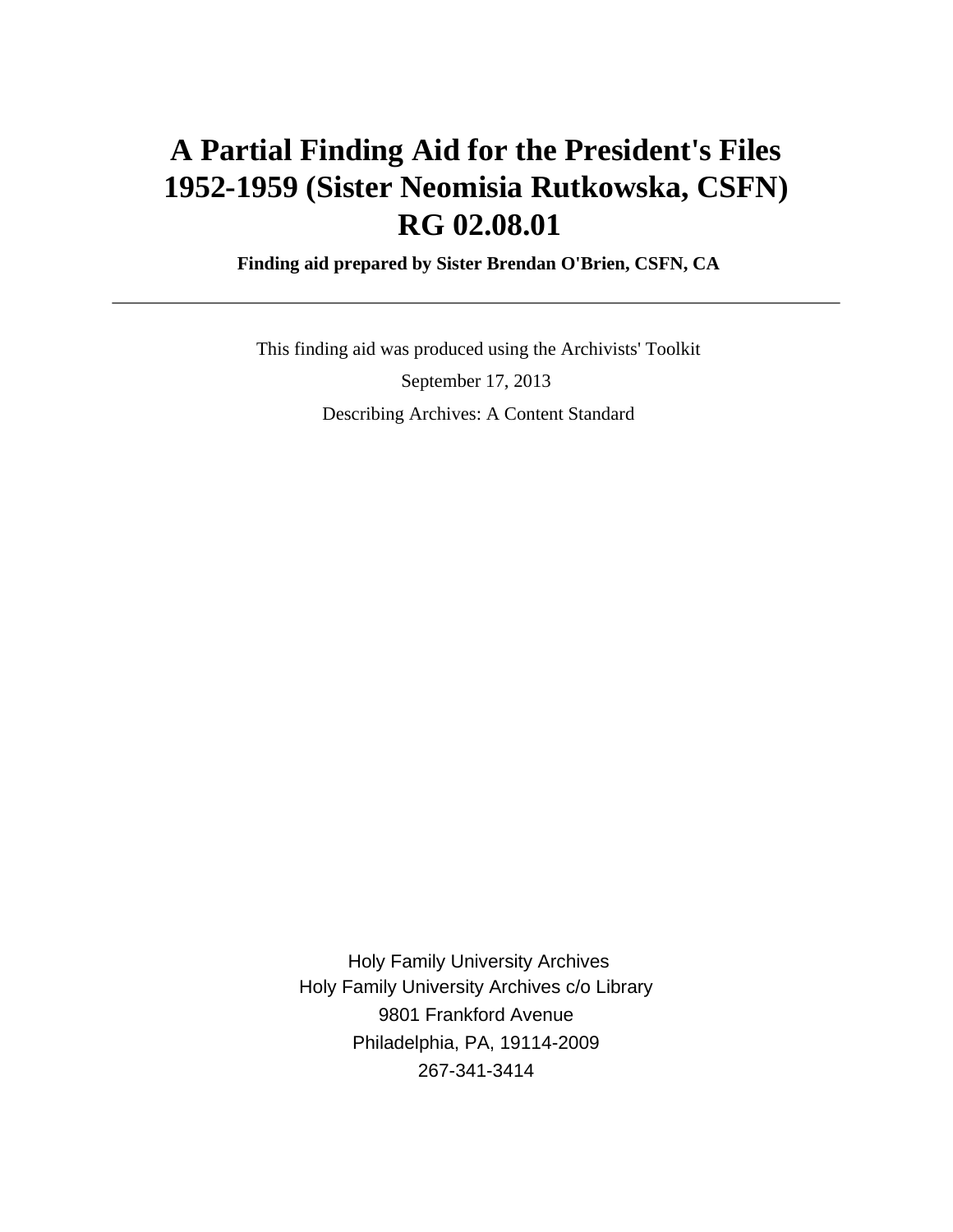# A Partial Finding Aid for the President's Files 1952-1959 (Sister Neomisia Rutkowska, CSFN) RG 02.08.01

**Finding aid prepared by Sister Brendan O'Brien, CSFN, CA**

---

This finding aid was produced using the Archivists' Toolkit

September 17, 2013

Describing Archives: A Content Standard

Holy Family University Archives
Holy Family University Archives c/o Library
9801 Frankford Avenue
Philadelphia, PA, 19114-2009
267-341-3414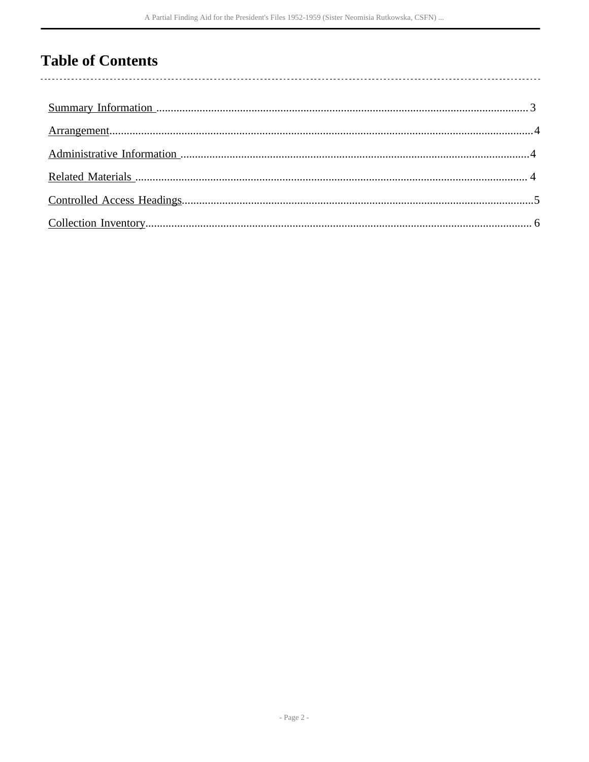# Table of Contents

Summary Information ........................................................................................................................ 3

Arrangement........................................................................................................................................ 4

Administrative Information ................................................................................................................ 4

Related Materials ................................................................................................................................ 4

Controlled Access Headings................................................................................................................ 5

Collection Inventory............................................................................................................................. 6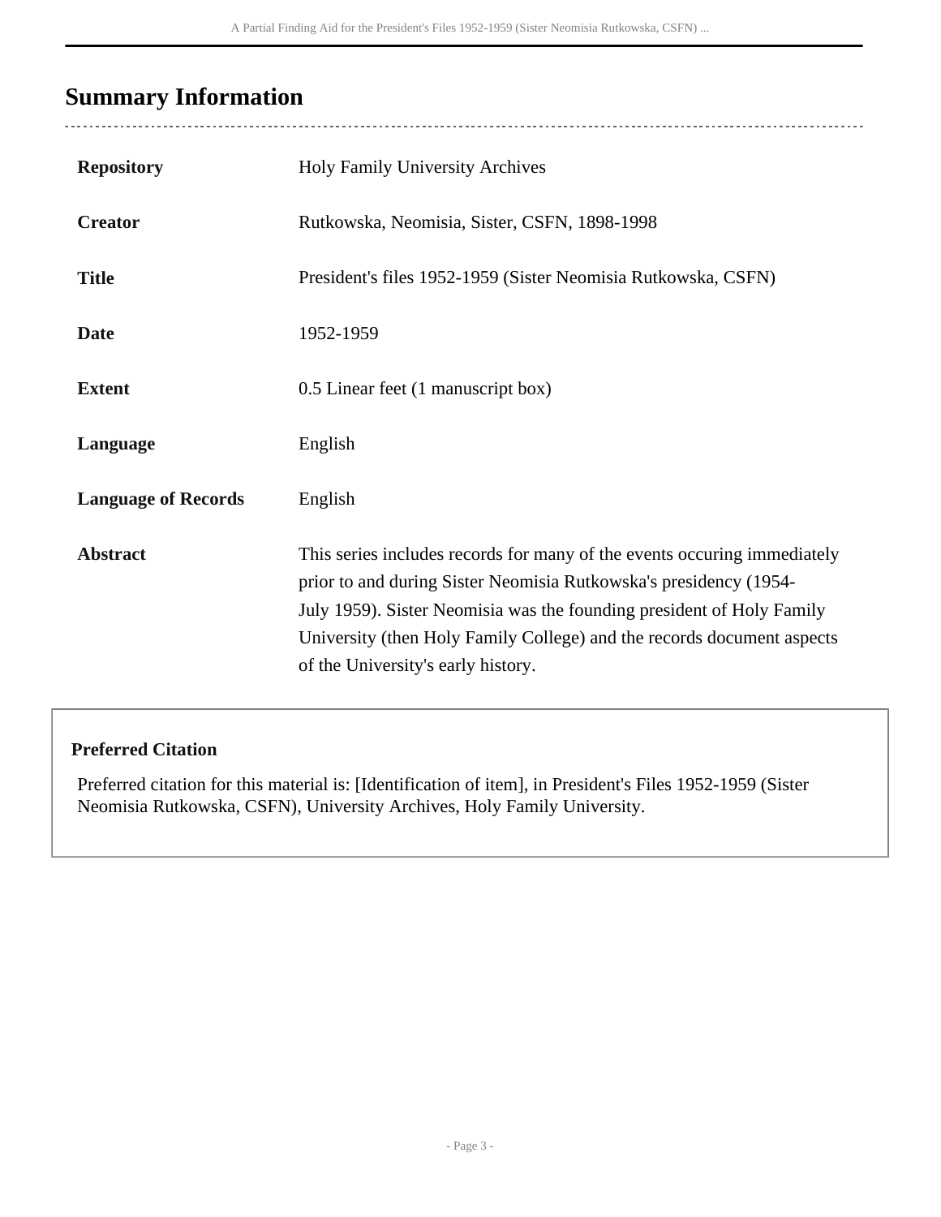## Summary Information

| | |
|---|---|
| **Repository** | Holy Family University Archives |
| **Creator** | Rutkowska, Neomisia, Sister, CSFN, 1898-1998 |
| **Title** | President's files 1952-1959 (Sister Neomisia Rutkowska, CSFN) |
| **Date** | 1952-1959 |
| **Extent** | 0.5 Linear feet (1 manuscript box) |
| **Language** | English |
| **Language of Records** | English |
| **Abstract** | This series includes records for many of the events occuring immediately prior to and during Sister Neomisia Rutkowska's presidency (1954-July 1959). Sister Neomisia was the founding president of Holy Family University (then Holy Family College) and the records document aspects of the University's early history. |

**Preferred Citation**

Preferred citation for this material is: [Identification of item], in President's Files 1952-1959 (Sister Neomisia Rutkowska, CSFN), University Archives, Holy Family University.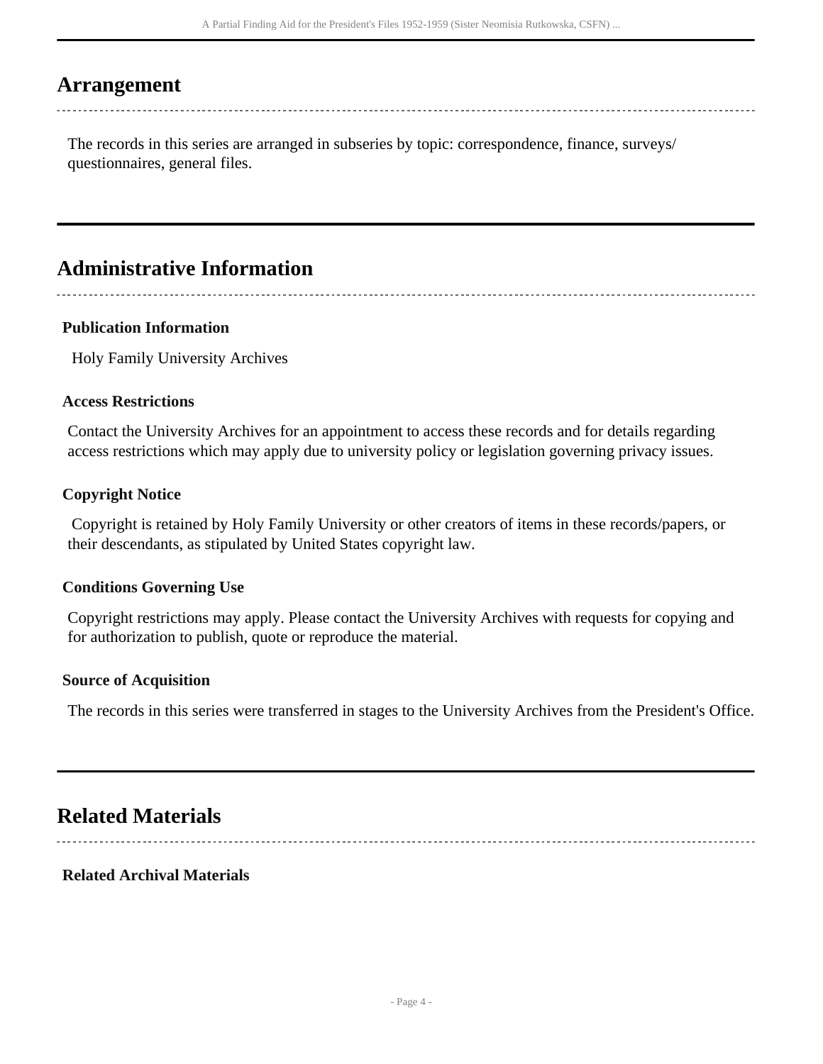## Arrangement

The records in this series are arranged in subseries by topic: correspondence, finance, surveys/ questionnaires, general files.

## Administrative Information

### Publication Information

Holy Family University Archives

### Access Restrictions

Contact the University Archives for an appointment to access these records and for details regarding access restrictions which may apply due to university policy or legislation governing privacy issues.

### Copyright Notice

Copyright is retained by Holy Family University or other creators of items in these records/papers, or their descendants, as stipulated by United States copyright law.

### Conditions Governing Use

Copyright restrictions may apply. Please contact the University Archives with requests for copying and for authorization to publish, quote or reproduce the material.

### Source of Acquisition

The records in this series were transferred in stages to the University Archives from the President's Office.

## Related Materials

### Related Archival Materials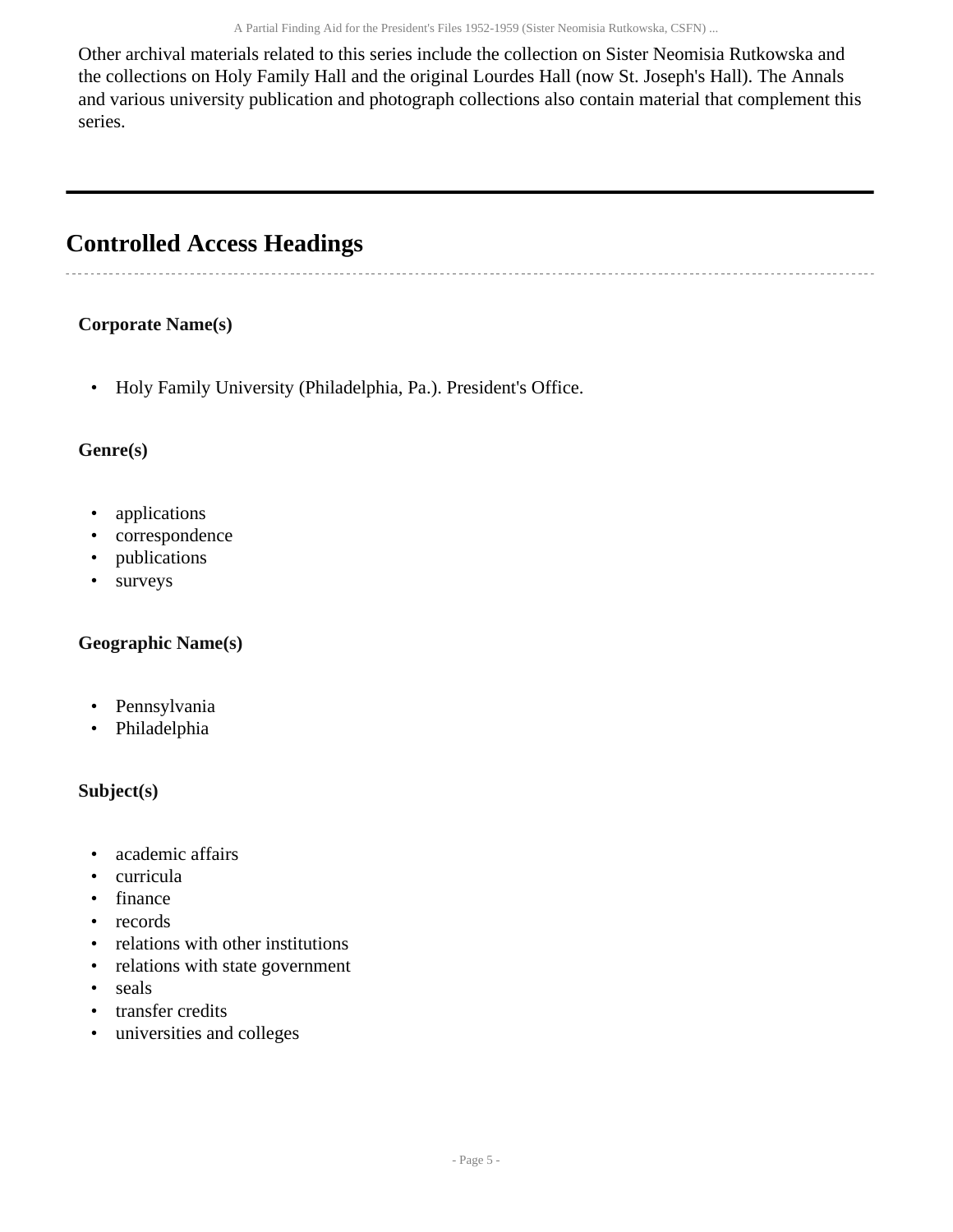Other archival materials related to this series include the collection on Sister Neomisia Rutkowska and the collections on Holy Family Hall and the original Lourdes Hall (now St. Joseph's Hall). The Annals and various university publication and photograph collections also contain material that complement this series.

## Controlled Access Headings

### Corporate Name(s)

- Holy Family University (Philadelphia, Pa.). President's Office.

### Genre(s)

- applications
- correspondence
- publications
- surveys

### Geographic Name(s)

- Pennsylvania
- Philadelphia

### Subject(s)

- academic affairs
- curricula
- finance
- records
- relations with other institutions
- relations with state government
- seals
- transfer credits
- universities and colleges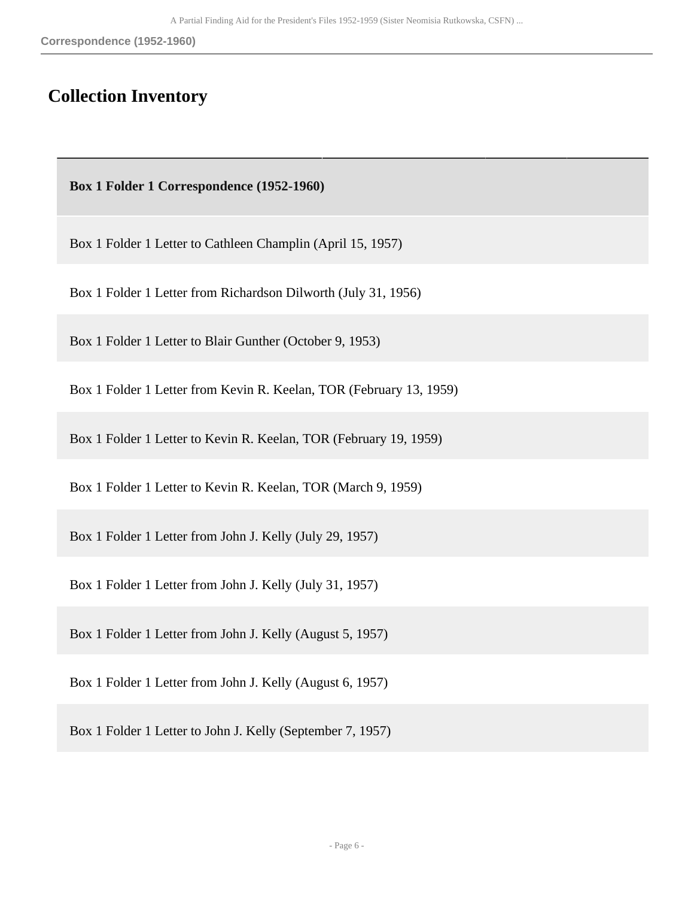## Collection Inventory

| Box 1 Folder 1 Correspondence (1952-1960) |
| --- |
| Box 1 Folder 1 Letter to Cathleen Champlin (April 15, 1957) |
| Box 1 Folder 1 Letter from Richardson Dilworth (July 31, 1956) |
| Box 1 Folder 1 Letter to Blair Gunther (October 9, 1953) |
| Box 1 Folder 1 Letter from Kevin R. Keelan, TOR (February 13, 1959) |
| Box 1 Folder 1 Letter to Kevin R. Keelan, TOR (February 19, 1959) |
| Box 1 Folder 1 Letter to Kevin R. Keelan, TOR (March 9, 1959) |
| Box 1 Folder 1 Letter from John J. Kelly (July 29, 1957) |
| Box 1 Folder 1 Letter from John J. Kelly (July 31, 1957) |
| Box 1 Folder 1 Letter from John J. Kelly (August 5, 1957) |
| Box 1 Folder 1 Letter from John J. Kelly (August 6, 1957) |
| Box 1 Folder 1 Letter to John J. Kelly (September 7, 1957) |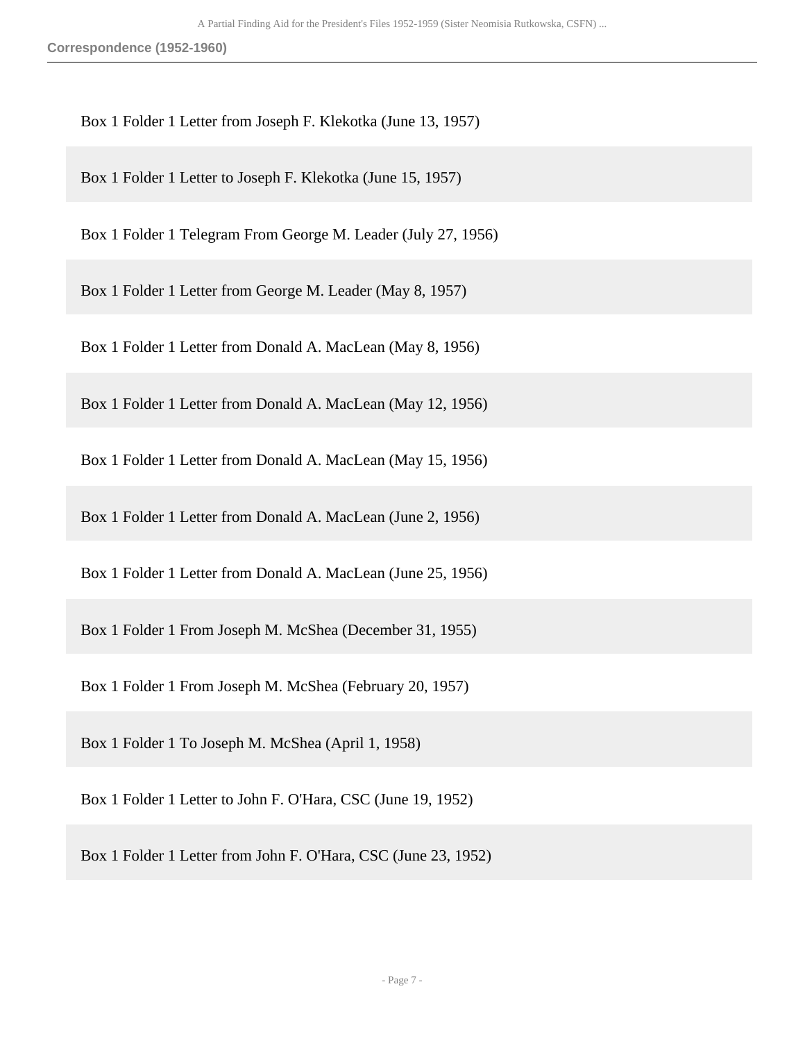Box 1 Folder 1 Letter from Joseph F. Klekotka (June 13, 1957)

Box 1 Folder 1 Letter to Joseph F. Klekotka (June 15, 1957)

Box 1 Folder 1 Telegram From George M. Leader (July 27, 1956)

Box 1 Folder 1 Letter from George M. Leader (May 8, 1957)

Box 1 Folder 1 Letter from Donald A. MacLean (May 8, 1956)

Box 1 Folder 1 Letter from Donald A. MacLean (May 12, 1956)

Box 1 Folder 1 Letter from Donald A. MacLean (May 15, 1956)

Box 1 Folder 1 Letter from Donald A. MacLean (June 2, 1956)

Box 1 Folder 1 Letter from Donald A. MacLean (June 25, 1956)

Box 1 Folder 1 From Joseph M. McShea (December 31, 1955)

Box 1 Folder 1 From Joseph M. McShea (February 20, 1957)

Box 1 Folder 1 To Joseph M. McShea (April 1, 1958)

Box 1 Folder 1 Letter to John F. O'Hara, CSC (June 19, 1952)

Box 1 Folder 1 Letter from John F. O'Hara, CSC (June 23, 1952)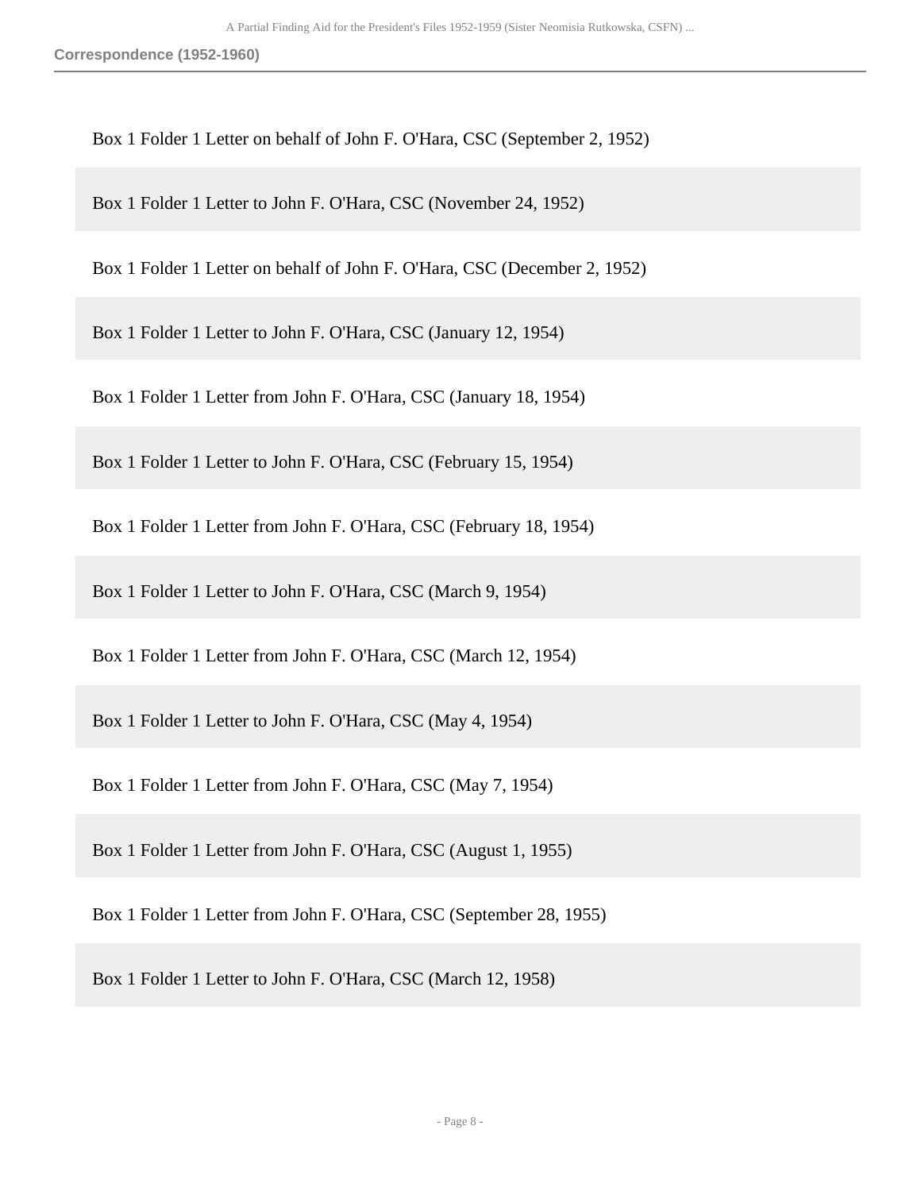Box 1 Folder 1 Letter on behalf of John F. O'Hara, CSC (September 2, 1952)

Box 1 Folder 1 Letter to John F. O'Hara, CSC (November 24, 1952)

Box 1 Folder 1 Letter on behalf of John F. O'Hara, CSC (December 2, 1952)

Box 1 Folder 1 Letter to John F. O'Hara, CSC (January 12, 1954)

Box 1 Folder 1 Letter from John F. O'Hara, CSC (January 18, 1954)

Box 1 Folder 1 Letter to John F. O'Hara, CSC (February 15, 1954)

Box 1 Folder 1 Letter from John F. O'Hara, CSC (February 18, 1954)

Box 1 Folder 1 Letter to John F. O'Hara, CSC (March 9, 1954)

Box 1 Folder 1 Letter from John F. O'Hara, CSC (March 12, 1954)

Box 1 Folder 1 Letter to John F. O'Hara, CSC (May 4, 1954)

Box 1 Folder 1 Letter from John F. O'Hara, CSC (May 7, 1954)

Box 1 Folder 1 Letter from John F. O'Hara, CSC (August 1, 1955)

Box 1 Folder 1 Letter from John F. O'Hara, CSC (September 28, 1955)

Box 1 Folder 1 Letter to John F. O'Hara, CSC (March 12, 1958)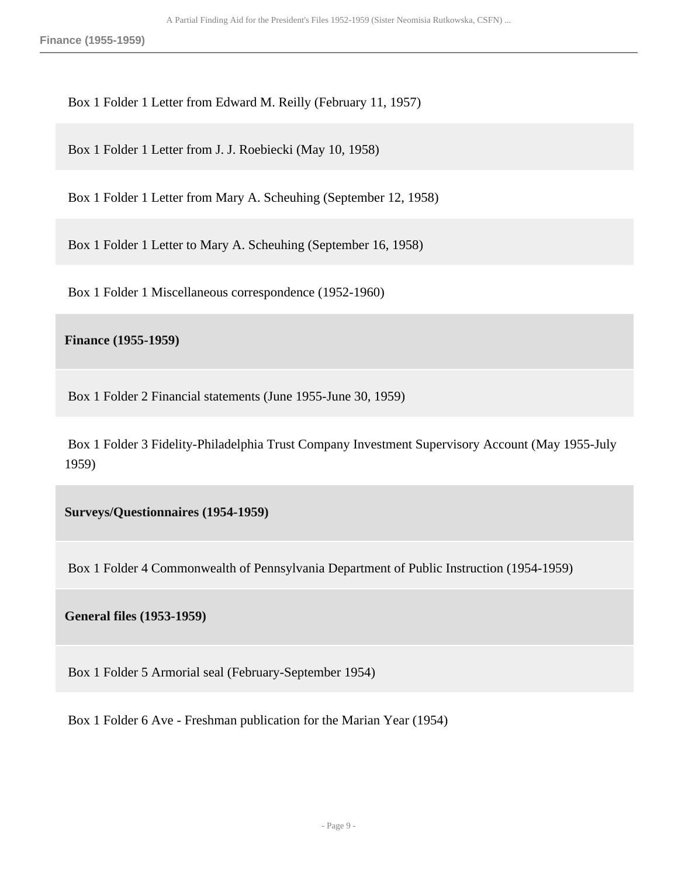Box 1 Folder 1 Letter from Edward M. Reilly (February 11, 1957)

Box 1 Folder 1 Letter from J. J. Roebiecki (May 10, 1958)

Box 1 Folder 1 Letter from Mary A. Scheuhing (September 12, 1958)

Box 1 Folder 1 Letter to Mary A. Scheuhing (September 16, 1958)

Box 1 Folder 1 Miscellaneous correspondence (1952-1960)

**Finance (1955-1959)**

Box 1 Folder 2 Financial statements (June 1955-June 30, 1959)

Box 1 Folder 3 Fidelity-Philadelphia Trust Company Investment Supervisory Account (May 1955-July 1959)

**Surveys/Questionnaires (1954-1959)**

Box 1 Folder 4 Commonwealth of Pennsylvania Department of Public Instruction (1954-1959)

**General files (1953-1959)**

Box 1 Folder 5 Armorial seal (February-September 1954)

Box 1 Folder 6 Ave - Freshman publication for the Marian Year (1954)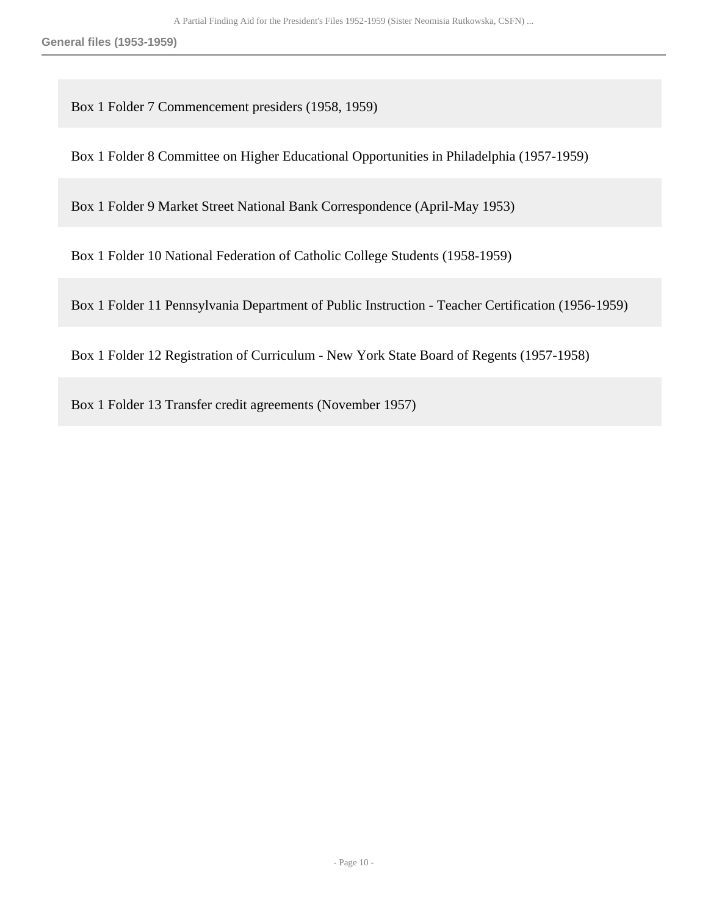Box 1 Folder 7 Commencement presiders (1958, 1959)

Box 1 Folder 8 Committee on Higher Educational Opportunities in Philadelphia (1957-1959)

Box 1 Folder 9 Market Street National Bank Correspondence (April-May 1953)

Box 1 Folder 10 National Federation of Catholic College Students (1958-1959)

Box 1 Folder 11 Pennsylvania Department of Public Instruction - Teacher Certification (1956-1959)

Box 1 Folder 12 Registration of Curriculum - New York State Board of Regents (1957-1958)

Box 1 Folder 13 Transfer credit agreements (November 1957)